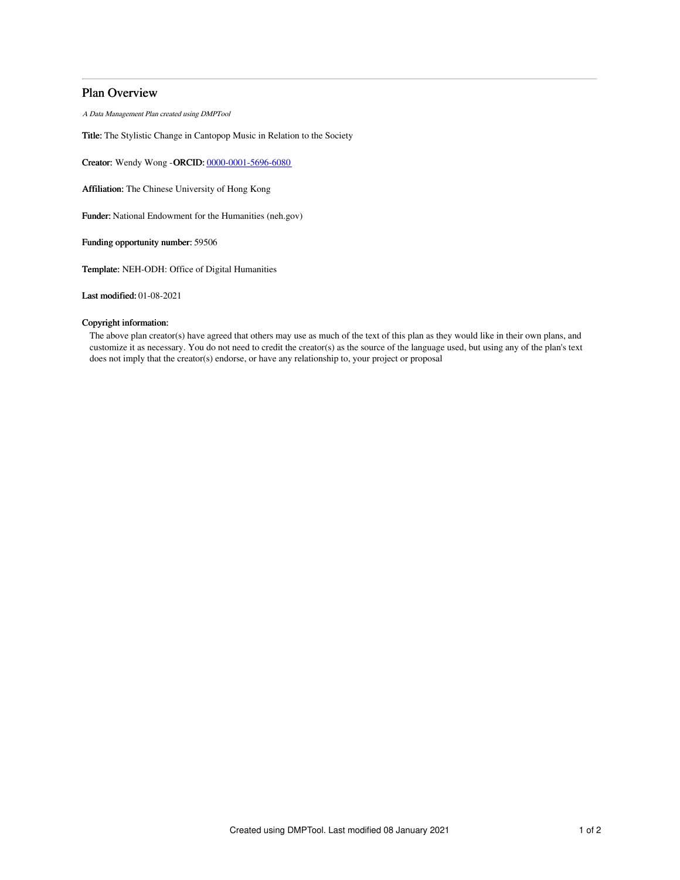# Plan Overview

*A Data Management Plan created using DMPTool*

**Title:** The Stylistic Change in Cantopop Music in Relation to the Society

**Creator:** Wendy Wong -**ORCID:** 0000-0001-5696-6080

**Affiliation:** The Chinese University of Hong Kong

**Funder:** National Endowment for the Humanities (neh.gov)

**Funding opportunity number:** 59506

**Template:** NEH-ODH: Office of Digital Humanities

**Last modified:** 01-08-2021

**Copyright information:**

The above plan creator(s) have agreed that others may use as much of the text of this plan as they would like in their own plans, and customize it as necessary. You do not need to credit the creator(s) as the source of the language used, but using any of the plan's text does not imply that the creator(s) endorse, or have any relationship to, your project or proposal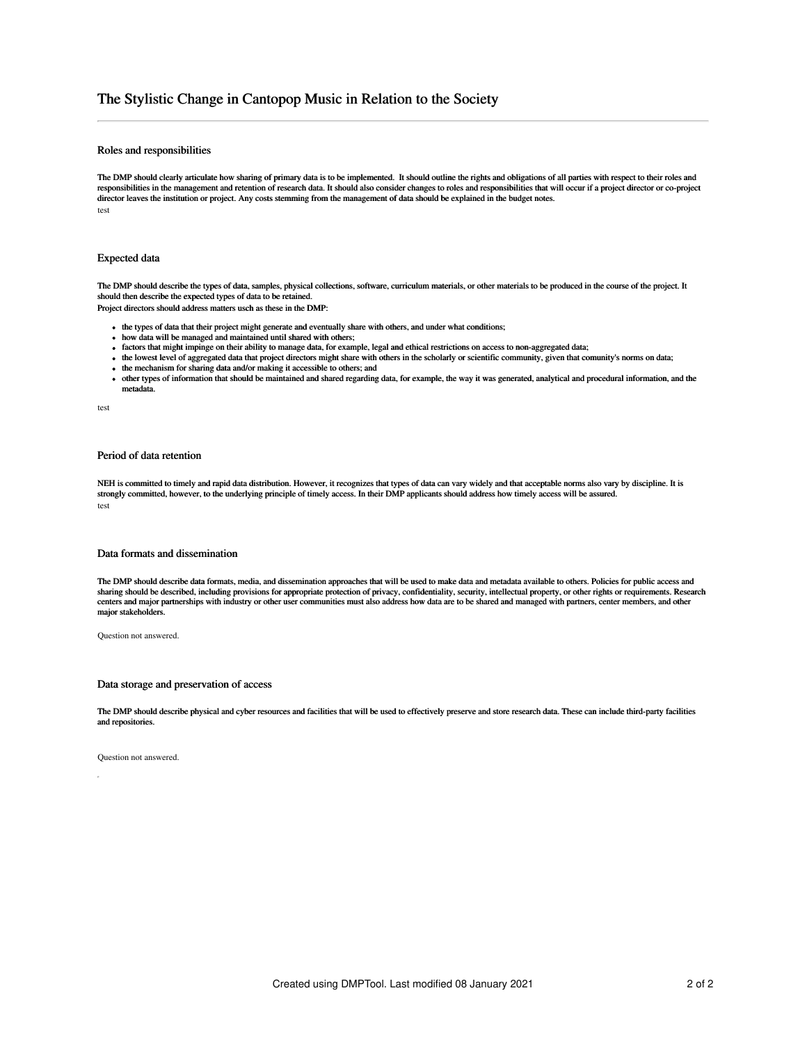# The Stylistic Change in Cantopop Music in Relation to the Society

## Roles and responsibilities

**The DMP should clearly articulate how sharing of primary data is to be implemented. It should outline the rights and obligations of all parties with respect to their roles and responsibilities in the management and retention of research data. It should also consider changes to roles and responsibilities that will occur if a project director or co-project director leaves the institution or project. Any costs stemming from the management of data should be explained in the budget notes.**

test

## Expected data

**The DMP should describe the types of data, samples, physical collections, software, curriculum materials, or other materials to be produced in the course of the project. It should then describe the expected types of data to be retained.**

**Project directors should address matters usch as these in the DMP:**

- **the types of data that their project might generate and eventually share with others, and under what conditions;**
- **how data will be managed and maintained until shared with others;**
- **factors that might impinge on their ability to manage data, for example, legal and ethical restrictions on access to non-aggregated data;**
- **the lowest level of aggregated data that project directors might share with others in the scholarly or scientific community, given that comunity's norms on data;**
- **the mechanism for sharing data and/or making it accessible to others; and**
- **other types of information that should be maintained and shared regarding data, for example, the way it was generated, analytical and procedural information, and the metadata.**

test

## Period of data retention

**NEH is committed to timely and rapid data distribution. However, it recognizes that types of data can vary widely and that acceptable norms also vary by discipline. It is strongly committed, however, to the underlying principle of timely access. In their DMP applicants should address how timely access will be assured.**

test

## Data formats and dissemination

**The DMP should describe data formats, media, and dissemination approaches that will be used to make data and metadata available to others. Policies for public access and sharing should be described, including provisions for appropriate protection of privacy, confidentiality, security, intellectual property, or other rights or requirements. Research centers and major partnerships with industry or other user communities must also address how data are to be shared and managed with partners, center members, and other major stakeholders.**

Question not answered.

## Data storage and preservation of access

**The DMP should describe physical and cyber resources and facilities that will be used to effectively preserve and store research data. These can include third-party facilities and repositories.**

Question not answered.

Created using DMPTool. Last modified 08 January 2021